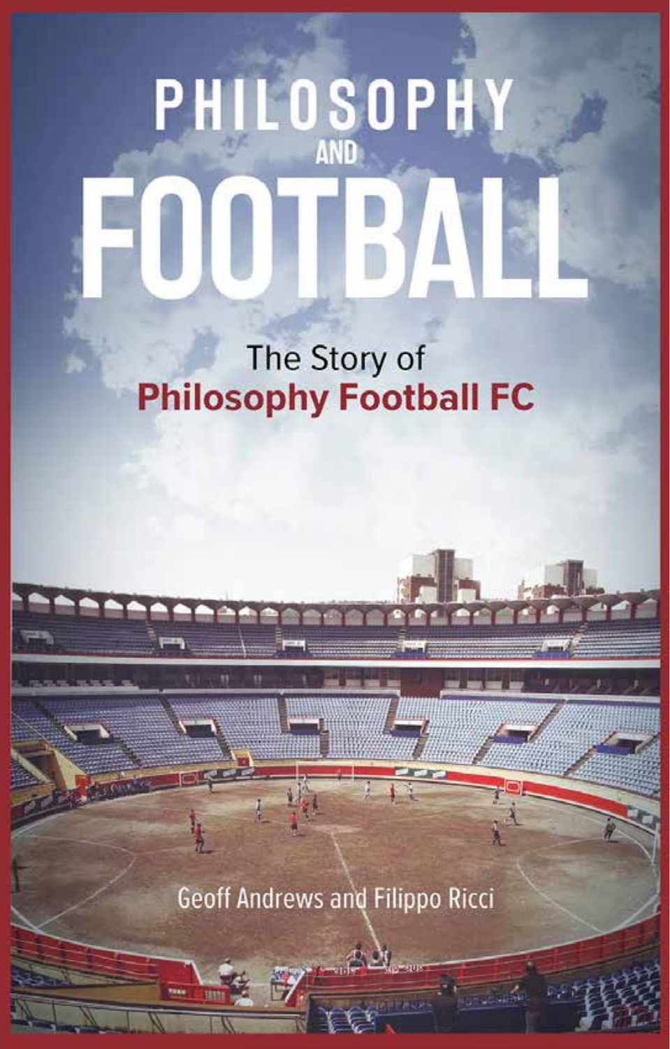# PHILOSOPHY AND FOOTBALL

## The Story of Philosophy Football FC

Geoff Andrews and Filippo Ricci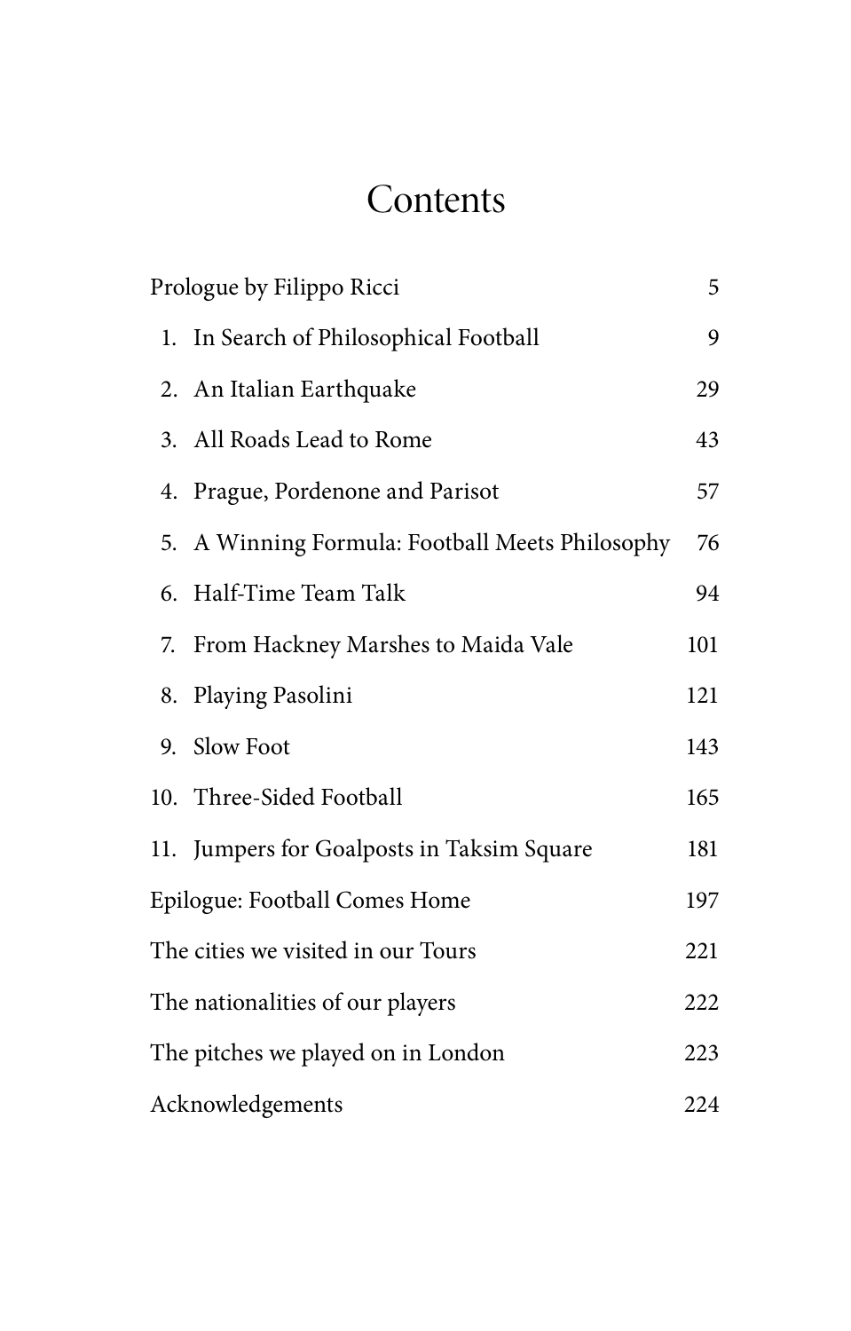# Contents

| | |
|---|---|
| Prologue by Filippo Ricci | 5 |
| 1. In Search of Philosophical Football | 9 |
| 2. An Italian Earthquake | 29 |
| 3. All Roads Lead to Rome | 43 |
| 4. Prague, Pordenone and Parisot | 57 |
| 5. A Winning Formula: Football Meets Philosophy | 76 |
| 6. Half-Time Team Talk | 94 |
| 7. From Hackney Marshes to Maida Vale | 101 |
| 8. Playing Pasolini | 121 |
| 9. Slow Foot | 143 |
| 10. Three-Sided Football | 165 |
| 11. Jumpers for Goalposts in Taksim Square | 181 |
| Epilogue: Football Comes Home | 197 |
| The cities we visited in our Tours | 221 |
| The nationalities of our players | 222 |
| The pitches we played on in London | 223 |
| Acknowledgements | 224 |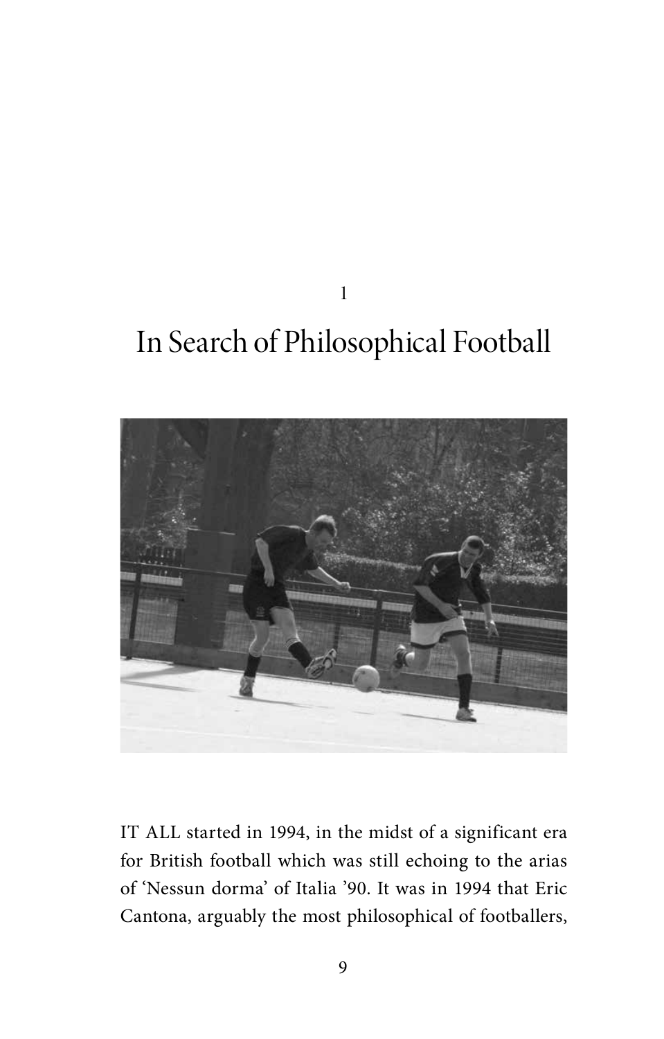# 1

# In Search of Philosophical Football

IT ALL started in 1994, in the midst of a significant era for British football which was still echoing to the arias of 'Nessun dorma' of Italia '90. It was in 1994 that Eric Cantona, arguably the most philosophical of footballers,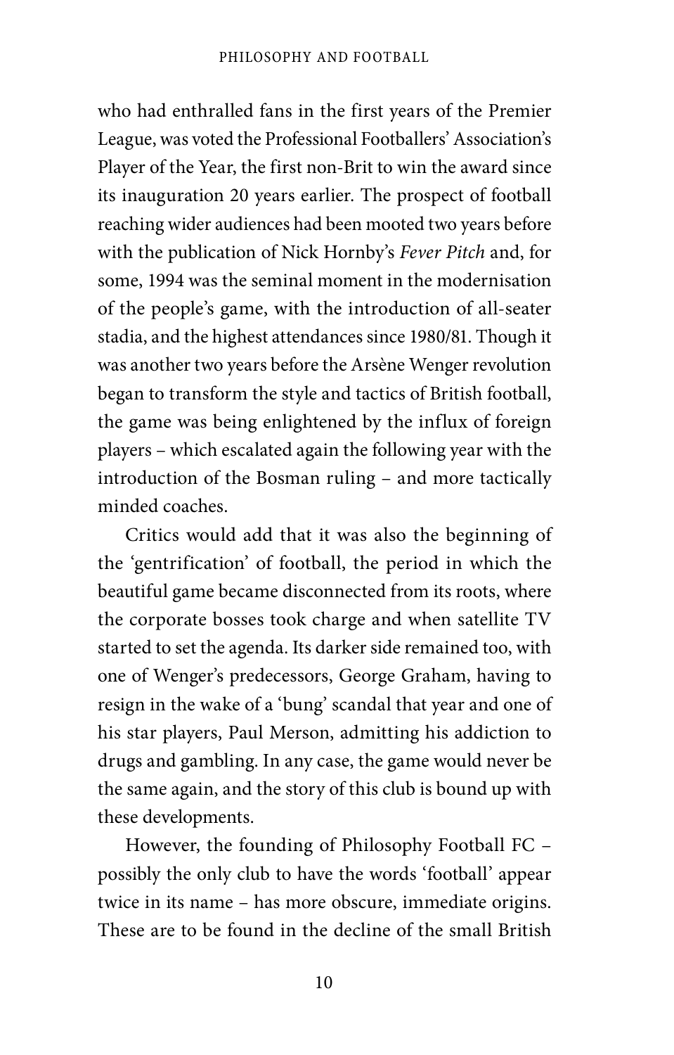who had enthralled fans in the first years of the Premier League, was voted the Professional Footballers' Association's Player of the Year, the first non-Brit to win the award since its inauguration 20 years earlier. The prospect of football reaching wider audiences had been mooted two years before with the publication of Nick Hornby's *Fever Pitch* and, for some, 1994 was the seminal moment in the modernisation of the people's game, with the introduction of all-seater stadia, and the highest attendances since 1980/81. Though it was another two years before the Arsène Wenger revolution began to transform the style and tactics of British football, the game was being enlightened by the influx of foreign players – which escalated again the following year with the introduction of the Bosman ruling – and more tactically minded coaches.

Critics would add that it was also the beginning of the 'gentrification' of football, the period in which the beautiful game became disconnected from its roots, where the corporate bosses took charge and when satellite TV started to set the agenda. Its darker side remained too, with one of Wenger's predecessors, George Graham, having to resign in the wake of a 'bung' scandal that year and one of his star players, Paul Merson, admitting his addiction to drugs and gambling. In any case, the game would never be the same again, and the story of this club is bound up with these developments.

However, the founding of Philosophy Football FC – possibly the only club to have the words 'football' appear twice in its name – has more obscure, immediate origins. These are to be found in the decline of the small British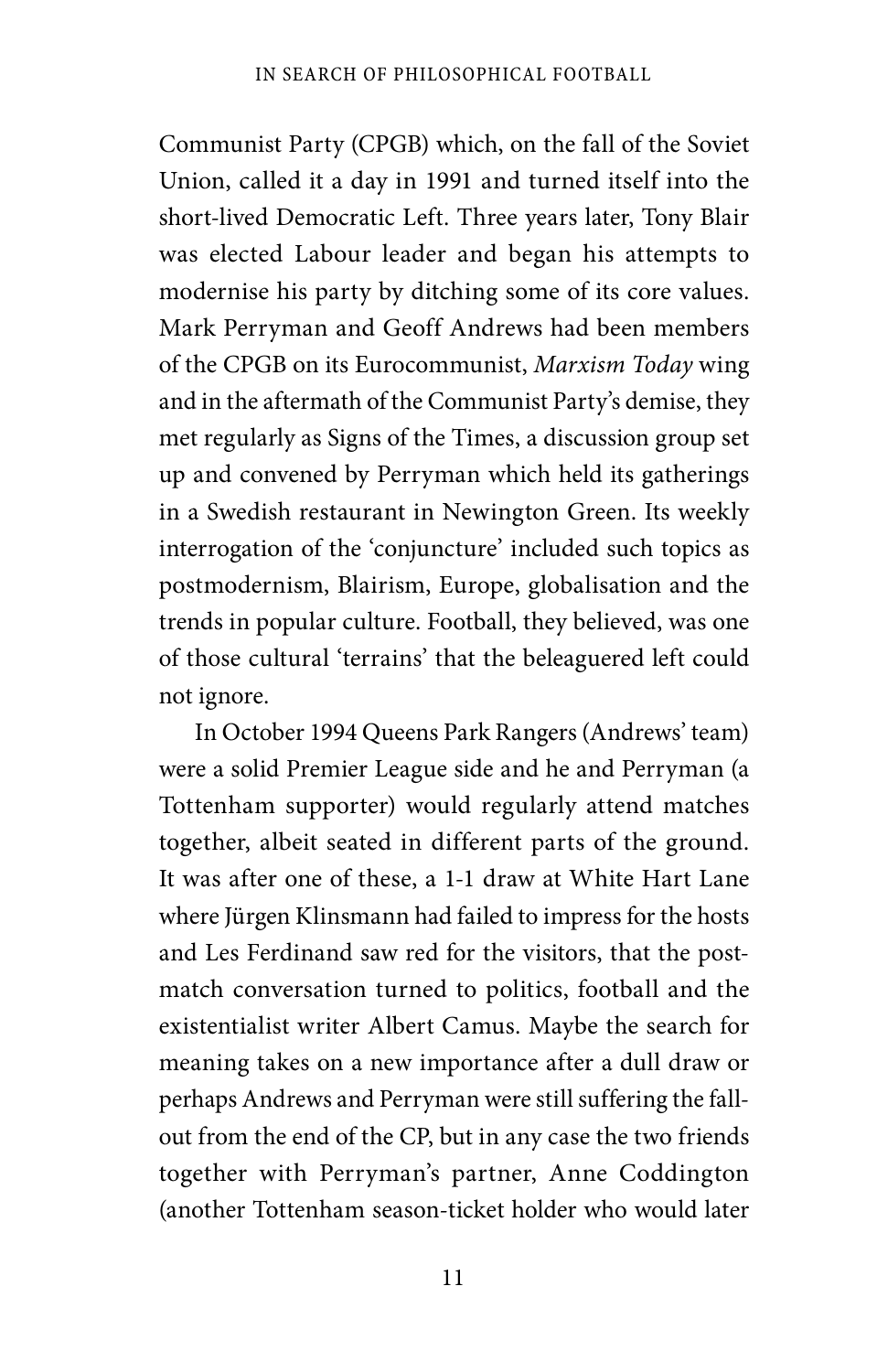Communist Party (CPGB) which, on the fall of the Soviet Union, called it a day in 1991 and turned itself into the short-lived Democratic Left. Three years later, Tony Blair was elected Labour leader and began his attempts to modernise his party by ditching some of its core values. Mark Perryman and Geoff Andrews had been members of the CPGB on its Eurocommunist, *Marxism Today* wing and in the aftermath of the Communist Party's demise, they met regularly as Signs of the Times, a discussion group set up and convened by Perryman which held its gatherings in a Swedish restaurant in Newington Green. Its weekly interrogation of the 'conjuncture' included such topics as postmodernism, Blairism, Europe, globalisation and the trends in popular culture. Football, they believed, was one of those cultural 'terrains' that the beleaguered left could not ignore.

In October 1994 Queens Park Rangers (Andrews' team) were a solid Premier League side and he and Perryman (a Tottenham supporter) would regularly attend matches together, albeit seated in different parts of the ground. It was after one of these, a 1-1 draw at White Hart Lane where Jürgen Klinsmann had failed to impress for the hosts and Les Ferdinand saw red for the visitors, that the post-match conversation turned to politics, football and the existentialist writer Albert Camus. Maybe the search for meaning takes on a new importance after a dull draw or perhaps Andrews and Perryman were still suffering the fall-out from the end of the CP, but in any case the two friends together with Perryman's partner, Anne Coddington (another Tottenham season-ticket holder who would later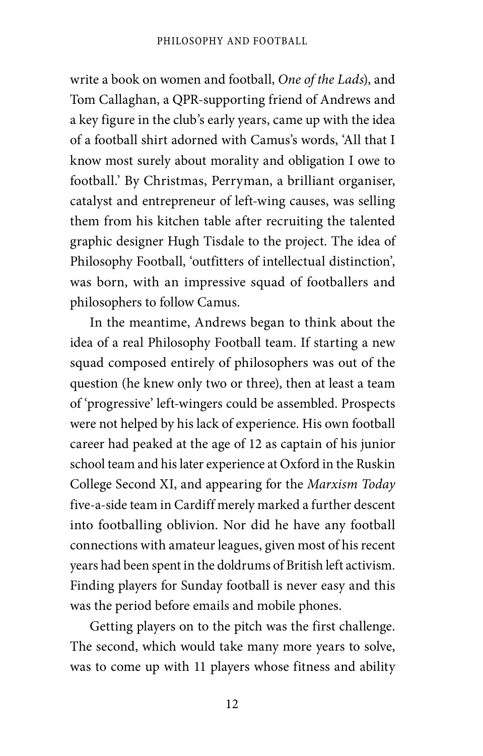write a book on women and football, *One of the Lads*), and Tom Callaghan, a QPR-supporting friend of Andrews and a key figure in the club's early years, came up with the idea of a football shirt adorned with Camus's words, 'All that I know most surely about morality and obligation I owe to football.' By Christmas, Perryman, a brilliant organiser, catalyst and entrepreneur of left-wing causes, was selling them from his kitchen table after recruiting the talented graphic designer Hugh Tisdale to the project. The idea of Philosophy Football, 'outfitters of intellectual distinction', was born, with an impressive squad of footballers and philosophers to follow Camus.

In the meantime, Andrews began to think about the idea of a real Philosophy Football team. If starting a new squad composed entirely of philosophers was out of the question (he knew only two or three), then at least a team of 'progressive' left-wingers could be assembled. Prospects were not helped by his lack of experience. His own football career had peaked at the age of 12 as captain of his junior school team and his later experience at Oxford in the Ruskin College Second XI, and appearing for the *Marxism Today* five-a-side team in Cardiff merely marked a further descent into footballing oblivion. Nor did he have any football connections with amateur leagues, given most of his recent years had been spent in the doldrums of British left activism. Finding players for Sunday football is never easy and this was the period before emails and mobile phones.

Getting players on to the pitch was the first challenge. The second, which would take many more years to solve, was to come up with 11 players whose fitness and ability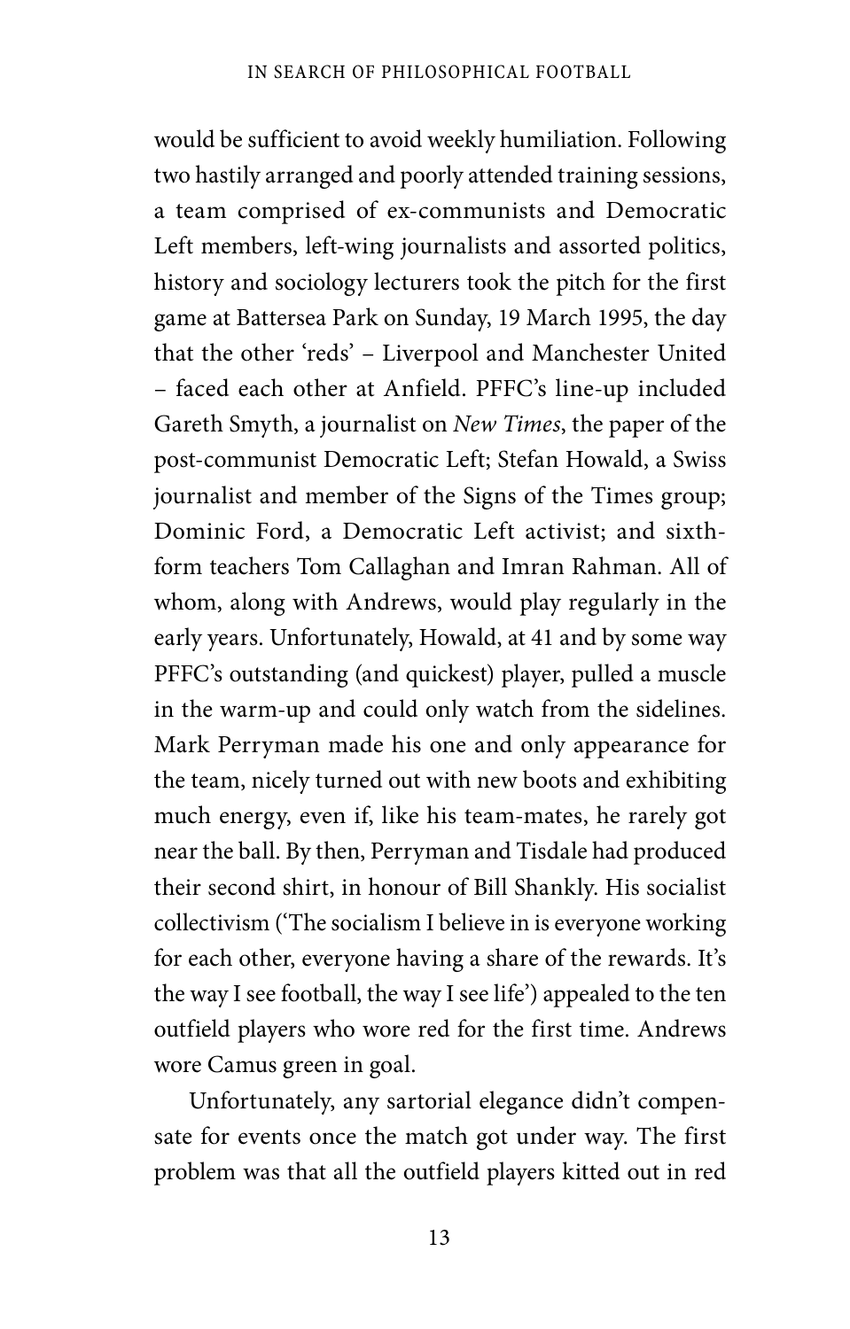would be sufficient to avoid weekly humiliation. Following two hastily arranged and poorly attended training sessions, a team comprised of ex-communists and Democratic Left members, left-wing journalists and assorted politics, history and sociology lecturers took the pitch for the first game at Battersea Park on Sunday, 19 March 1995, the day that the other 'reds' – Liverpool and Manchester United – faced each other at Anfield. PFFC's line-up included Gareth Smyth, a journalist on *New Times*, the paper of the post-communist Democratic Left; Stefan Howald, a Swiss journalist and member of the Signs of the Times group; Dominic Ford, a Democratic Left activist; and sixth-form teachers Tom Callaghan and Imran Rahman. All of whom, along with Andrews, would play regularly in the early years. Unfortunately, Howald, at 41 and by some way PFFC's outstanding (and quickest) player, pulled a muscle in the warm-up and could only watch from the sidelines. Mark Perryman made his one and only appearance for the team, nicely turned out with new boots and exhibiting much energy, even if, like his team-mates, he rarely got near the ball. By then, Perryman and Tisdale had produced their second shirt, in honour of Bill Shankly. His socialist collectivism ('The socialism I believe in is everyone working for each other, everyone having a share of the rewards. It's the way I see football, the way I see life') appealed to the ten outfield players who wore red for the first time. Andrews wore Camus green in goal.

Unfortunately, any sartorial elegance didn't compensate for events once the match got under way. The first problem was that all the outfield players kitted out in red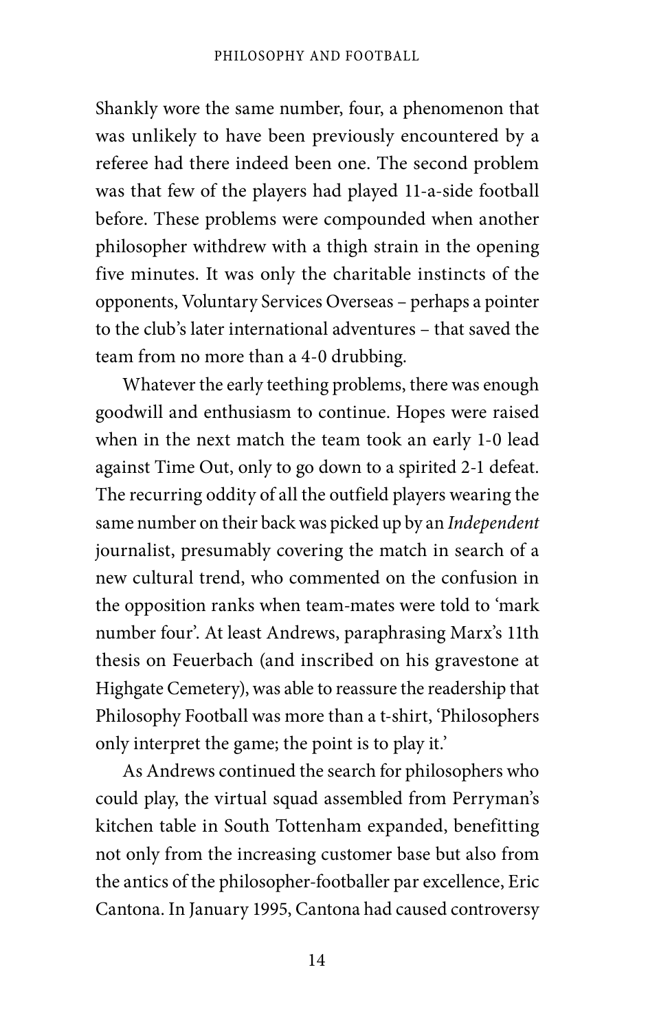Shankly wore the same number, four, a phenomenon that was unlikely to have been previously encountered by a referee had there indeed been one. The second problem was that few of the players had played 11-a-side football before. These problems were compounded when another philosopher withdrew with a thigh strain in the opening five minutes. It was only the charitable instincts of the opponents, Voluntary Services Overseas – perhaps a pointer to the club's later international adventures – that saved the team from no more than a 4-0 drubbing.

Whatever the early teething problems, there was enough goodwill and enthusiasm to continue. Hopes were raised when in the next match the team took an early 1-0 lead against Time Out, only to go down to a spirited 2-1 defeat. The recurring oddity of all the outfield players wearing the same number on their back was picked up by an *Independent* journalist, presumably covering the match in search of a new cultural trend, who commented on the confusion in the opposition ranks when team-mates were told to 'mark number four'. At least Andrews, paraphrasing Marx's 11th thesis on Feuerbach (and inscribed on his gravestone at Highgate Cemetery), was able to reassure the readership that Philosophy Football was more than a t-shirt, 'Philosophers only interpret the game; the point is to play it.'

As Andrews continued the search for philosophers who could play, the virtual squad assembled from Perryman's kitchen table in South Tottenham expanded, benefitting not only from the increasing customer base but also from the antics of the philosopher-footballer par excellence, Eric Cantona. In January 1995, Cantona had caused controversy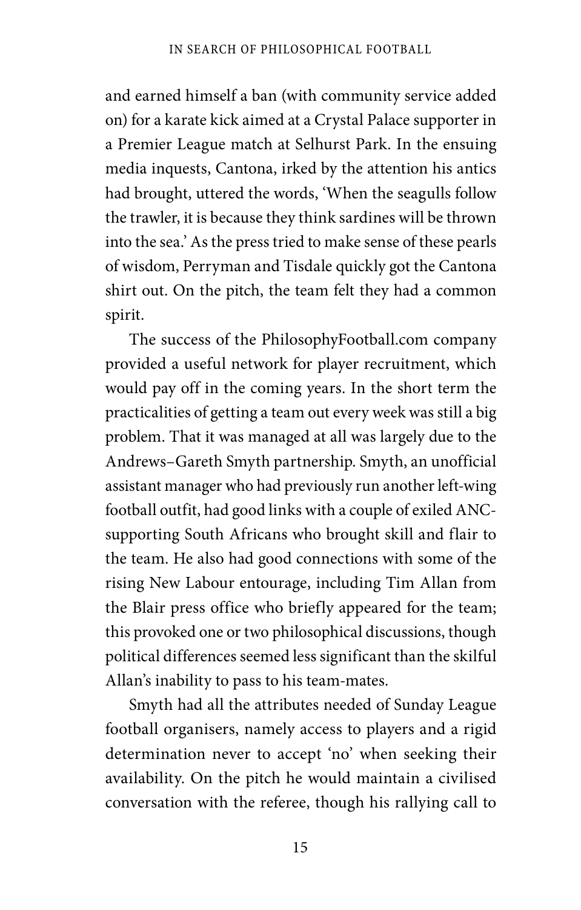and earned himself a ban (with community service added on) for a karate kick aimed at a Crystal Palace supporter in a Premier League match at Selhurst Park. In the ensuing media inquests, Cantona, irked by the attention his antics had brought, uttered the words, 'When the seagulls follow the trawler, it is because they think sardines will be thrown into the sea.' As the press tried to make sense of these pearls of wisdom, Perryman and Tisdale quickly got the Cantona shirt out. On the pitch, the team felt they had a common spirit.

The success of the PhilosophyFootball.com company provided a useful network for player recruitment, which would pay off in the coming years. In the short term the practicalities of getting a team out every week was still a big problem. That it was managed at all was largely due to the Andrews–Gareth Smyth partnership. Smyth, an unofficial assistant manager who had previously run another left-wing football outfit, had good links with a couple of exiled ANC-supporting South Africans who brought skill and flair to the team. He also had good connections with some of the rising New Labour entourage, including Tim Allan from the Blair press office who briefly appeared for the team; this provoked one or two philosophical discussions, though political differences seemed less significant than the skilful Allan's inability to pass to his team-mates.

Smyth had all the attributes needed of Sunday League football organisers, namely access to players and a rigid determination never to accept 'no' when seeking their availability. On the pitch he would maintain a civilised conversation with the referee, though his rallying call to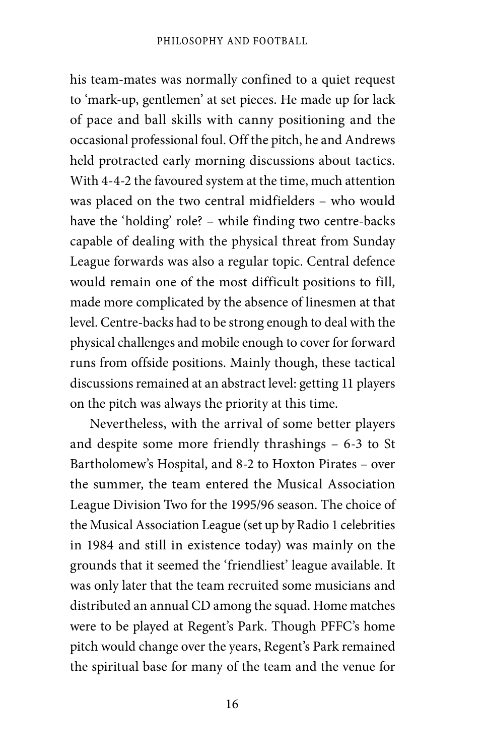his team-mates was normally confined to a quiet request to 'mark-up, gentlemen' at set pieces. He made up for lack of pace and ball skills with canny positioning and the occasional professional foul. Off the pitch, he and Andrews held protracted early morning discussions about tactics. With 4-4-2 the favoured system at the time, much attention was placed on the two central midfielders – who would have the 'holding' role? – while finding two centre-backs capable of dealing with the physical threat from Sunday League forwards was also a regular topic. Central defence would remain one of the most difficult positions to fill, made more complicated by the absence of linesmen at that level. Centre-backs had to be strong enough to deal with the physical challenges and mobile enough to cover for forward runs from offside positions. Mainly though, these tactical discussions remained at an abstract level: getting 11 players on the pitch was always the priority at this time.

Nevertheless, with the arrival of some better players and despite some more friendly thrashings – 6-3 to St Bartholomew's Hospital, and 8-2 to Hoxton Pirates – over the summer, the team entered the Musical Association League Division Two for the 1995/96 season. The choice of the Musical Association League (set up by Radio 1 celebrities in 1984 and still in existence today) was mainly on the grounds that it seemed the 'friendliest' league available. It was only later that the team recruited some musicians and distributed an annual CD among the squad. Home matches were to be played at Regent's Park. Though PFFC's home pitch would change over the years, Regent's Park remained the spiritual base for many of the team and the venue for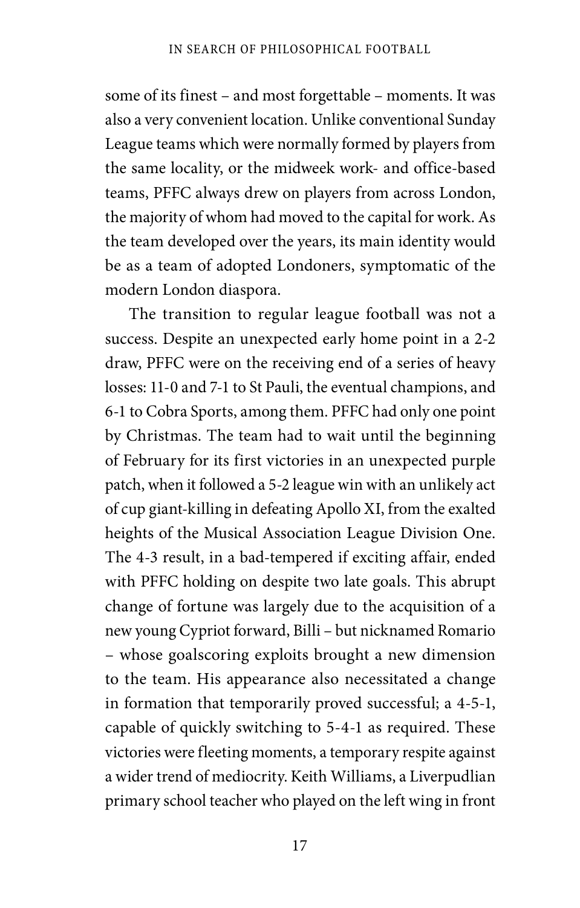some of its finest – and most forgettable – moments. It was also a very convenient location. Unlike conventional Sunday League teams which were normally formed by players from the same locality, or the midweek work- and office-based teams, PFFC always drew on players from across London, the majority of whom had moved to the capital for work. As the team developed over the years, its main identity would be as a team of adopted Londoners, symptomatic of the modern London diaspora.

The transition to regular league football was not a success. Despite an unexpected early home point in a 2-2 draw, PFFC were on the receiving end of a series of heavy losses: 11-0 and 7-1 to St Pauli, the eventual champions, and 6-1 to Cobra Sports, among them. PFFC had only one point by Christmas. The team had to wait until the beginning of February for its first victories in an unexpected purple patch, when it followed a 5-2 league win with an unlikely act of cup giant-killing in defeating Apollo XI, from the exalted heights of the Musical Association League Division One. The 4-3 result, in a bad-tempered if exciting affair, ended with PFFC holding on despite two late goals. This abrupt change of fortune was largely due to the acquisition of a new young Cypriot forward, Billi – but nicknamed Romario – whose goalscoring exploits brought a new dimension to the team. His appearance also necessitated a change in formation that temporarily proved successful; a 4-5-1, capable of quickly switching to 5-4-1 as required. These victories were fleeting moments, a temporary respite against a wider trend of mediocrity. Keith Williams, a Liverpudlian primary school teacher who played on the left wing in front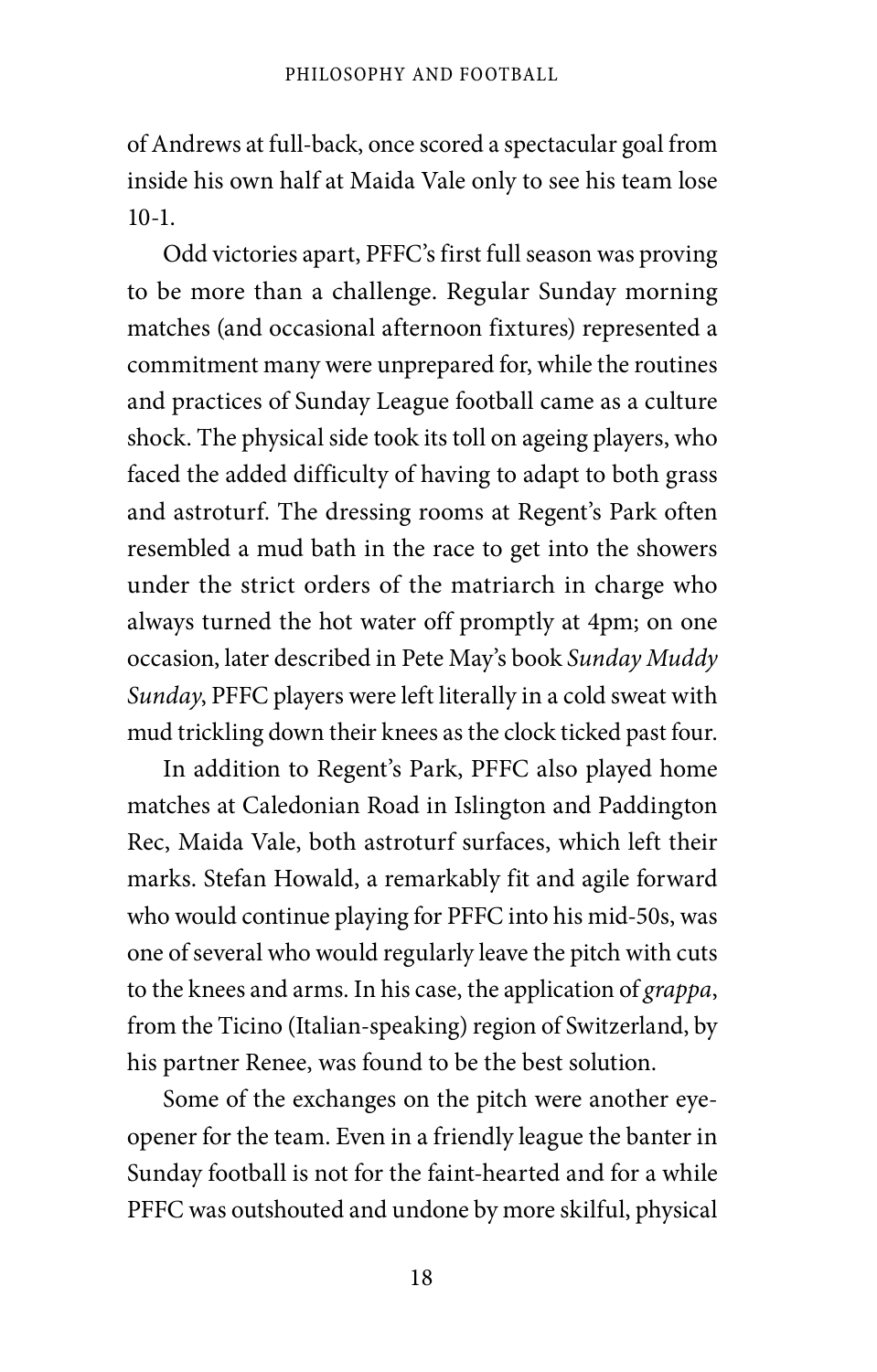of Andrews at full-back, once scored a spectacular goal from inside his own half at Maida Vale only to see his team lose 10-1.

Odd victories apart, PFFC's first full season was proving to be more than a challenge. Regular Sunday morning matches (and occasional afternoon fixtures) represented a commitment many were unprepared for, while the routines and practices of Sunday League football came as a culture shock. The physical side took its toll on ageing players, who faced the added difficulty of having to adapt to both grass and astroturf. The dressing rooms at Regent's Park often resembled a mud bath in the race to get into the showers under the strict orders of the matriarch in charge who always turned the hot water off promptly at 4pm; on one occasion, later described in Pete May's book *Sunday Muddy Sunday*, PFFC players were left literally in a cold sweat with mud trickling down their knees as the clock ticked past four.

In addition to Regent's Park, PFFC also played home matches at Caledonian Road in Islington and Paddington Rec, Maida Vale, both astroturf surfaces, which left their marks. Stefan Howald, a remarkably fit and agile forward who would continue playing for PFFC into his mid-50s, was one of several who would regularly leave the pitch with cuts to the knees and arms. In his case, the application of *grappa*, from the Ticino (Italian-speaking) region of Switzerland, by his partner Renee, was found to be the best solution.

Some of the exchanges on the pitch were another eye-opener for the team. Even in a friendly league the banter in Sunday football is not for the faint-hearted and for a while PFFC was outshouted and undone by more skilful, physical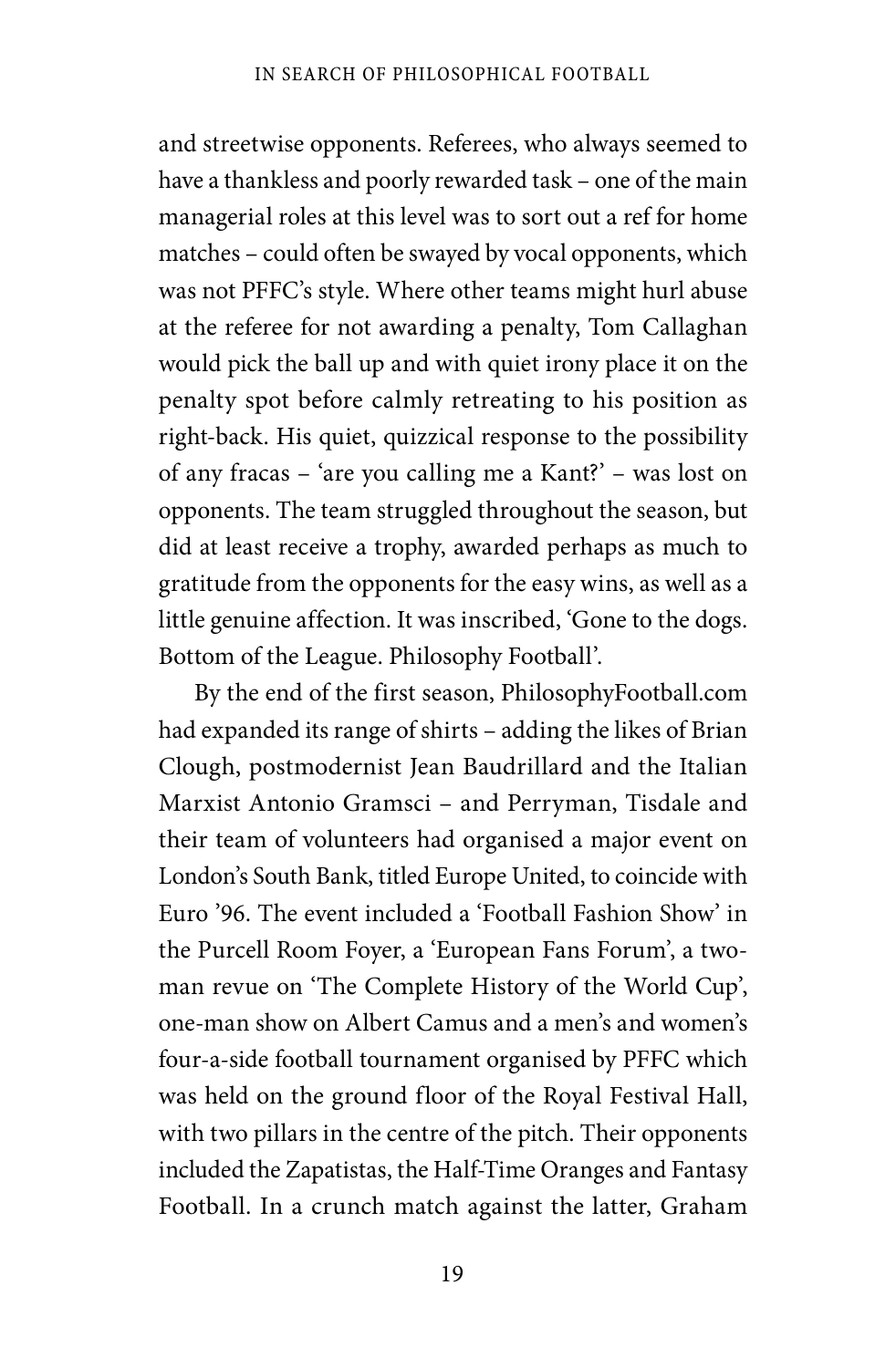and streetwise opponents. Referees, who always seemed to have a thankless and poorly rewarded task – one of the main managerial roles at this level was to sort out a ref for home matches – could often be swayed by vocal opponents, which was not PFFC's style. Where other teams might hurl abuse at the referee for not awarding a penalty, Tom Callaghan would pick the ball up and with quiet irony place it on the penalty spot before calmly retreating to his position as right-back. His quiet, quizzical response to the possibility of any fracas – 'are you calling me a Kant?' – was lost on opponents. The team struggled throughout the season, but did at least receive a trophy, awarded perhaps as much to gratitude from the opponents for the easy wins, as well as a little genuine affection. It was inscribed, 'Gone to the dogs. Bottom of the League. Philosophy Football'.

By the end of the first season, PhilosophyFootball.com had expanded its range of shirts – adding the likes of Brian Clough, postmodernist Jean Baudrillard and the Italian Marxist Antonio Gramsci – and Perryman, Tisdale and their team of volunteers had organised a major event on London's South Bank, titled Europe United, to coincide with Euro '96. The event included a 'Football Fashion Show' in the Purcell Room Foyer, a 'European Fans Forum', a two-man revue on 'The Complete History of the World Cup', one-man show on Albert Camus and a men's and women's four-a-side football tournament organised by PFFC which was held on the ground floor of the Royal Festival Hall, with two pillars in the centre of the pitch. Their opponents included the Zapatistas, the Half-Time Oranges and Fantasy Football. In a crunch match against the latter, Graham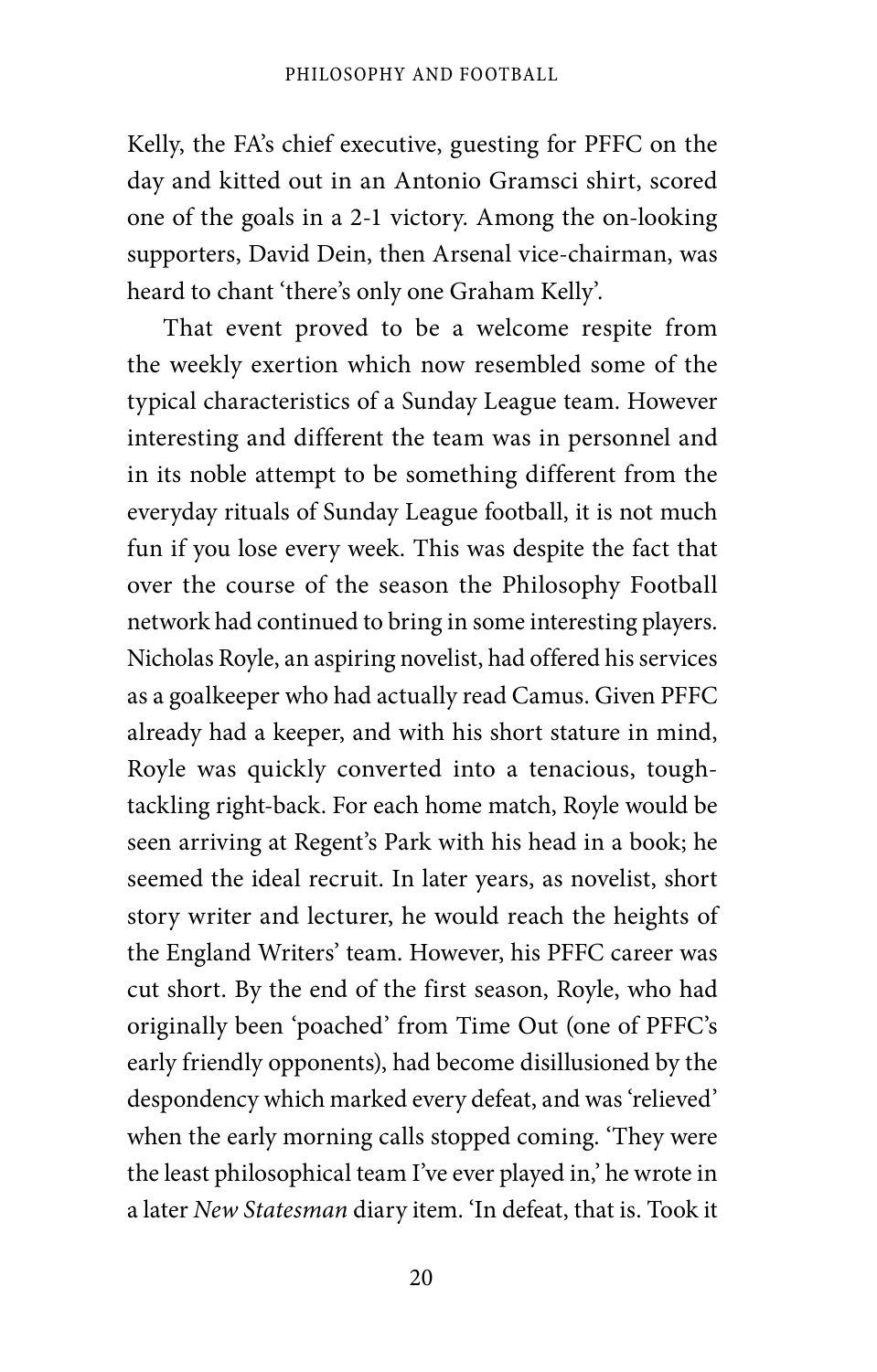Kelly, the FA's chief executive, guesting for PFFC on the day and kitted out in an Antonio Gramsci shirt, scored one of the goals in a 2-1 victory. Among the on-looking supporters, David Dein, then Arsenal vice-chairman, was heard to chant 'there's only one Graham Kelly'.

That event proved to be a welcome respite from the weekly exertion which now resembled some of the typical characteristics of a Sunday League team. However interesting and different the team was in personnel and in its noble attempt to be something different from the everyday rituals of Sunday League football, it is not much fun if you lose every week. This was despite the fact that over the course of the season the Philosophy Football network had continued to bring in some interesting players. Nicholas Royle, an aspiring novelist, had offered his services as a goalkeeper who had actually read Camus. Given PFFC already had a keeper, and with his short stature in mind, Royle was quickly converted into a tenacious, tough-tackling right-back. For each home match, Royle would be seen arriving at Regent's Park with his head in a book; he seemed the ideal recruit. In later years, as novelist, short story writer and lecturer, he would reach the heights of the England Writers' team. However, his PFFC career was cut short. By the end of the first season, Royle, who had originally been 'poached' from Time Out (one of PFFC's early friendly opponents), had become disillusioned by the despondency which marked every defeat, and was 'relieved' when the early morning calls stopped coming. 'They were the least philosophical team I've ever played in,' he wrote in a later *New Statesman* diary item. 'In defeat, that is. Took it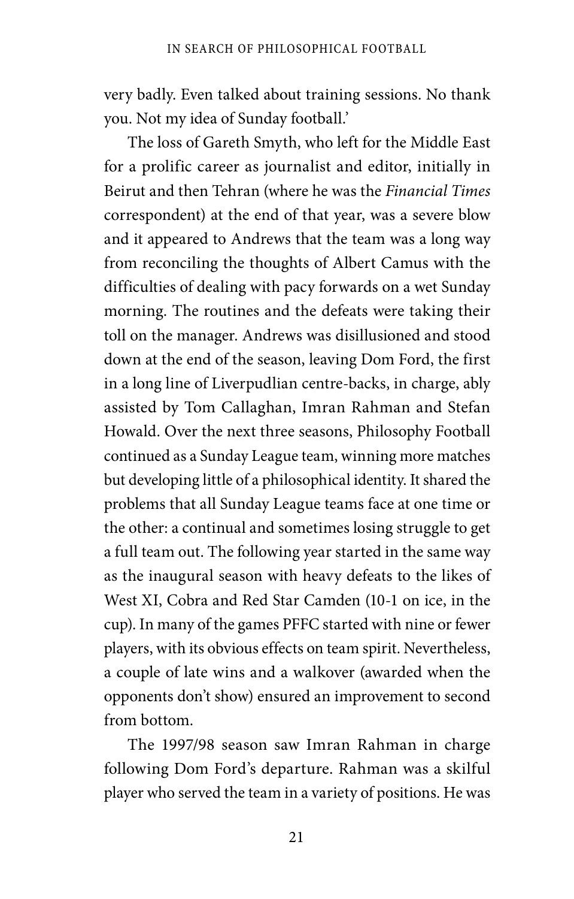very badly. Even talked about training sessions. No thank you. Not my idea of Sunday football.'

The loss of Gareth Smyth, who left for the Middle East for a prolific career as journalist and editor, initially in Beirut and then Tehran (where he was the *Financial Times* correspondent) at the end of that year, was a severe blow and it appeared to Andrews that the team was a long way from reconciling the thoughts of Albert Camus with the difficulties of dealing with pacy forwards on a wet Sunday morning. The routines and the defeats were taking their toll on the manager. Andrews was disillusioned and stood down at the end of the season, leaving Dom Ford, the first in a long line of Liverpudlian centre-backs, in charge, ably assisted by Tom Callaghan, Imran Rahman and Stefan Howald. Over the next three seasons, Philosophy Football continued as a Sunday League team, winning more matches but developing little of a philosophical identity. It shared the problems that all Sunday League teams face at one time or the other: a continual and sometimes losing struggle to get a full team out. The following year started in the same way as the inaugural season with heavy defeats to the likes of West XI, Cobra and Red Star Camden (10-1 on ice, in the cup). In many of the games PFFC started with nine or fewer players, with its obvious effects on team spirit. Nevertheless, a couple of late wins and a walkover (awarded when the opponents don't show) ensured an improvement to second from bottom.

The 1997/98 season saw Imran Rahman in charge following Dom Ford's departure. Rahman was a skilful player who served the team in a variety of positions. He was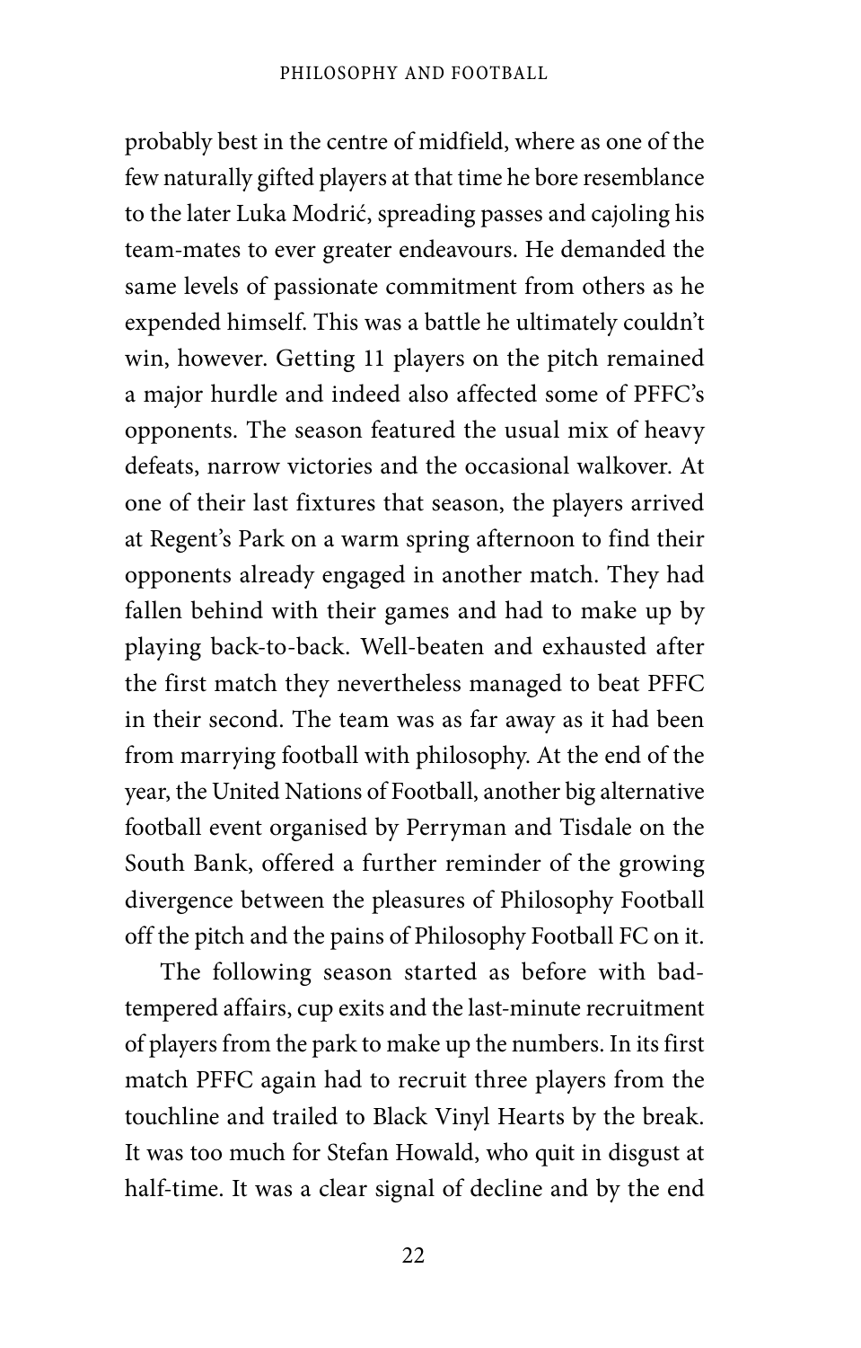probably best in the centre of midfield, where as one of the few naturally gifted players at that time he bore resemblance to the later Luka Modrić, spreading passes and cajoling his team-mates to ever greater endeavours. He demanded the same levels of passionate commitment from others as he expended himself. This was a battle he ultimately couldn't win, however. Getting 11 players on the pitch remained a major hurdle and indeed also affected some of PFFC's opponents. The season featured the usual mix of heavy defeats, narrow victories and the occasional walkover. At one of their last fixtures that season, the players arrived at Regent's Park on a warm spring afternoon to find their opponents already engaged in another match. They had fallen behind with their games and had to make up by playing back-to-back. Well-beaten and exhausted after the first match they nevertheless managed to beat PFFC in their second. The team was as far away as it had been from marrying football with philosophy. At the end of the year, the United Nations of Football, another big alternative football event organised by Perryman and Tisdale on the South Bank, offered a further reminder of the growing divergence between the pleasures of Philosophy Football off the pitch and the pains of Philosophy Football FC on it.

The following season started as before with bad-tempered affairs, cup exits and the last-minute recruitment of players from the park to make up the numbers. In its first match PFFC again had to recruit three players from the touchline and trailed to Black Vinyl Hearts by the break. It was too much for Stefan Howald, who quit in disgust at half-time. It was a clear signal of decline and by the end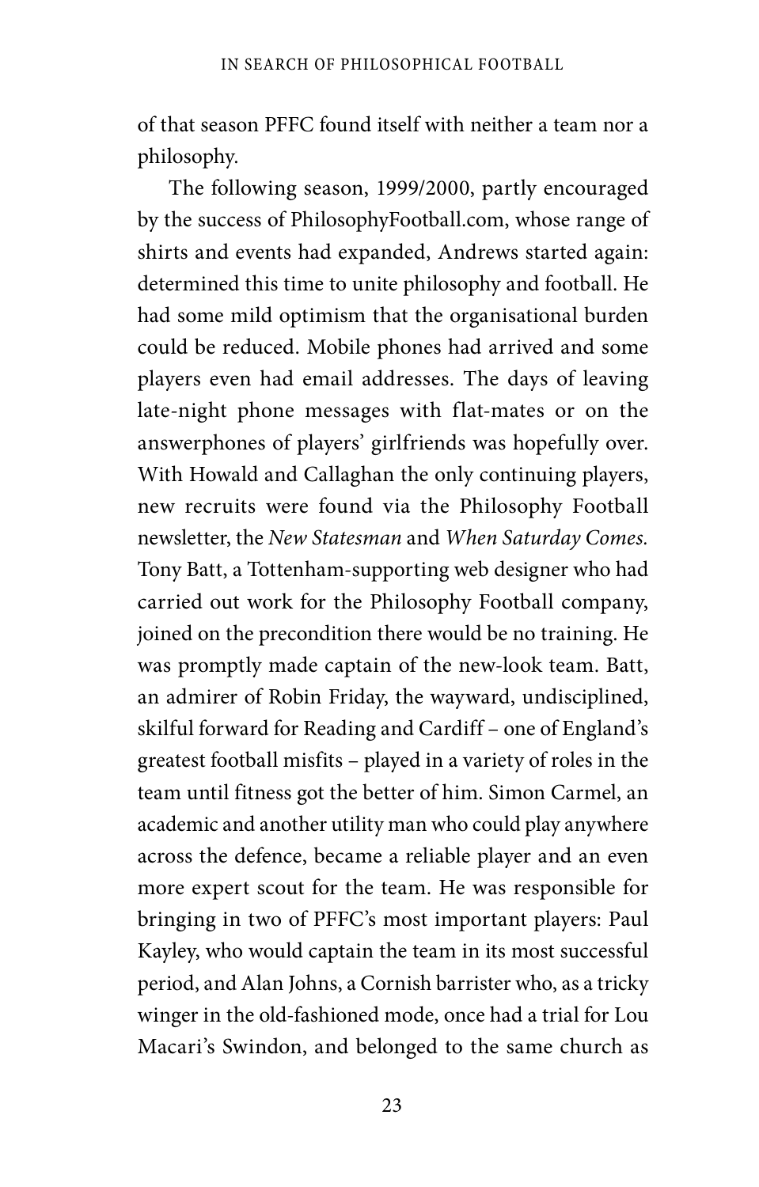of that season PFFC found itself with neither a team nor a philosophy.

The following season, 1999/2000, partly encouraged by the success of PhilosophyFootball.com, whose range of shirts and events had expanded, Andrews started again: determined this time to unite philosophy and football. He had some mild optimism that the organisational burden could be reduced. Mobile phones had arrived and some players even had email addresses. The days of leaving late-night phone messages with flat-mates or on the answerphones of players' girlfriends was hopefully over. With Howald and Callaghan the only continuing players, new recruits were found via the Philosophy Football newsletter, the *New Statesman* and *When Saturday Comes.* Tony Batt, a Tottenham-supporting web designer who had carried out work for the Philosophy Football company, joined on the precondition there would be no training. He was promptly made captain of the new-look team. Batt, an admirer of Robin Friday, the wayward, undisciplined, skilful forward for Reading and Cardiff – one of England's greatest football misfits – played in a variety of roles in the team until fitness got the better of him. Simon Carmel, an academic and another utility man who could play anywhere across the defence, became a reliable player and an even more expert scout for the team. He was responsible for bringing in two of PFFC's most important players: Paul Kayley, who would captain the team in its most successful period, and Alan Johns, a Cornish barrister who, as a tricky winger in the old-fashioned mode, once had a trial for Lou Macari's Swindon, and belonged to the same church as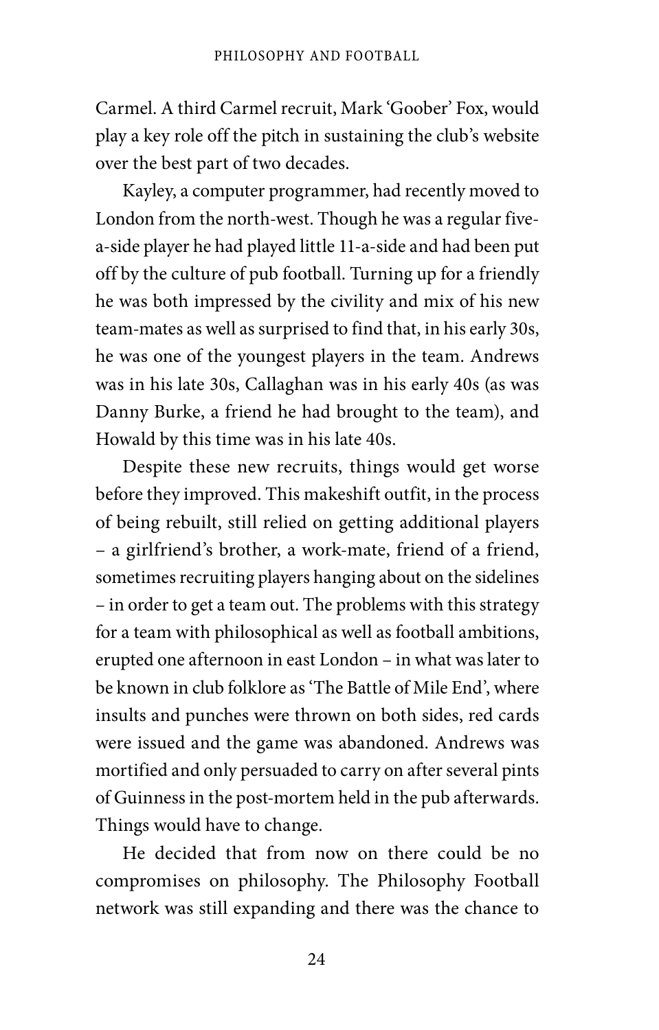Carmel. A third Carmel recruit, Mark 'Goober' Fox, would play a key role off the pitch in sustaining the club's website over the best part of two decades.

Kayley, a computer programmer, had recently moved to London from the north-west. Though he was a regular five-a-side player he had played little 11-a-side and had been put off by the culture of pub football. Turning up for a friendly he was both impressed by the civility and mix of his new team-mates as well as surprised to find that, in his early 30s, he was one of the youngest players in the team. Andrews was in his late 30s, Callaghan was in his early 40s (as was Danny Burke, a friend he had brought to the team), and Howald by this time was in his late 40s.

Despite these new recruits, things would get worse before they improved. This makeshift outfit, in the process of being rebuilt, still relied on getting additional players – a girlfriend's brother, a work-mate, friend of a friend, sometimes recruiting players hanging about on the sidelines – in order to get a team out. The problems with this strategy for a team with philosophical as well as football ambitions, erupted one afternoon in east London – in what was later to be known in club folklore as 'The Battle of Mile End', where insults and punches were thrown on both sides, red cards were issued and the game was abandoned. Andrews was mortified and only persuaded to carry on after several pints of Guinness in the post-mortem held in the pub afterwards. Things would have to change.

He decided that from now on there could be no compromises on philosophy. The Philosophy Football network was still expanding and there was the chance to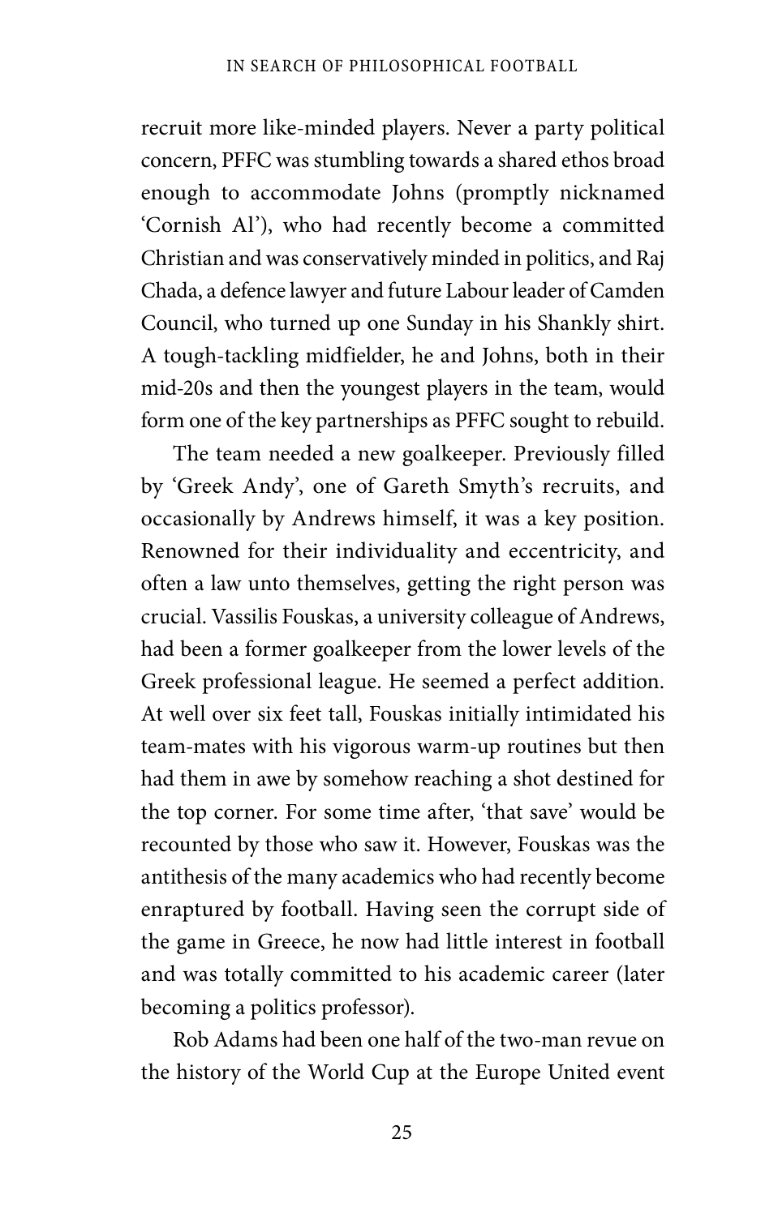recruit more like-minded players. Never a party political concern, PFFC was stumbling towards a shared ethos broad enough to accommodate Johns (promptly nicknamed 'Cornish Al'), who had recently become a committed Christian and was conservatively minded in politics, and Raj Chada, a defence lawyer and future Labour leader of Camden Council, who turned up one Sunday in his Shankly shirt. A tough-tackling midfielder, he and Johns, both in their mid-20s and then the youngest players in the team, would form one of the key partnerships as PFFC sought to rebuild.

The team needed a new goalkeeper. Previously filled by 'Greek Andy', one of Gareth Smyth's recruits, and occasionally by Andrews himself, it was a key position. Renowned for their individuality and eccentricity, and often a law unto themselves, getting the right person was crucial. Vassilis Fouskas, a university colleague of Andrews, had been a former goalkeeper from the lower levels of the Greek professional league. He seemed a perfect addition. At well over six feet tall, Fouskas initially intimidated his team-mates with his vigorous warm-up routines but then had them in awe by somehow reaching a shot destined for the top corner. For some time after, 'that save' would be recounted by those who saw it. However, Fouskas was the antithesis of the many academics who had recently become enraptured by football. Having seen the corrupt side of the game in Greece, he now had little interest in football and was totally committed to his academic career (later becoming a politics professor).

Rob Adams had been one half of the two-man revue on the history of the World Cup at the Europe United event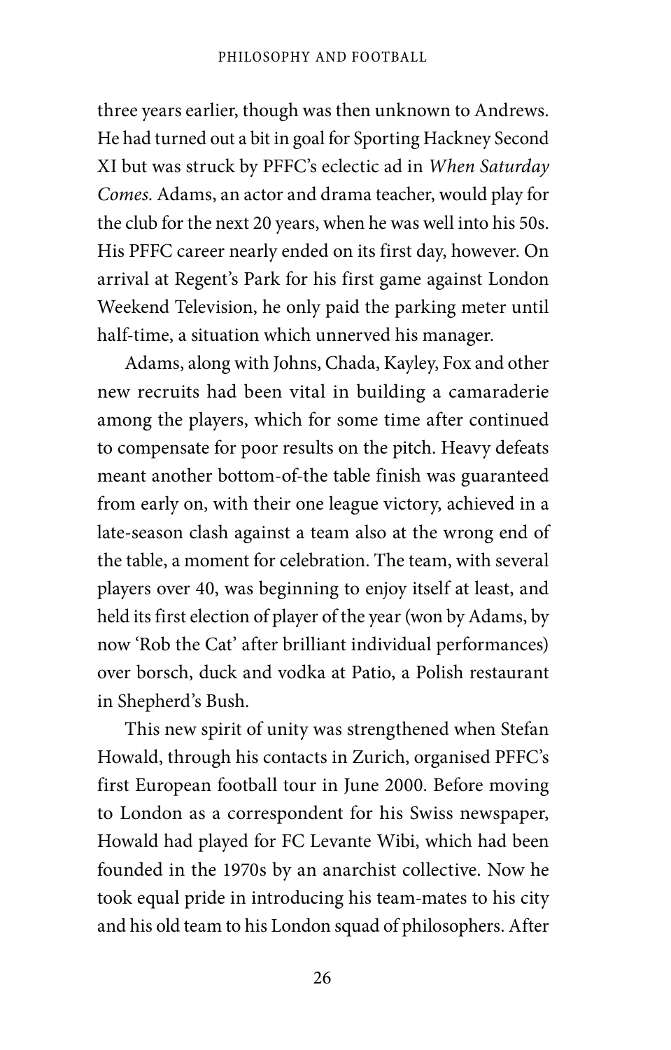three years earlier, though was then unknown to Andrews. He had turned out a bit in goal for Sporting Hackney Second XI but was struck by PFFC's eclectic ad in *When Saturday Comes*. Adams, an actor and drama teacher, would play for the club for the next 20 years, when he was well into his 50s. His PFFC career nearly ended on its first day, however. On arrival at Regent's Park for his first game against London Weekend Television, he only paid the parking meter until half-time, a situation which unnerved his manager.

Adams, along with Johns, Chada, Kayley, Fox and other new recruits had been vital in building a camaraderie among the players, which for some time after continued to compensate for poor results on the pitch. Heavy defeats meant another bottom-of-the table finish was guaranteed from early on, with their one league victory, achieved in a late-season clash against a team also at the wrong end of the table, a moment for celebration. The team, with several players over 40, was beginning to enjoy itself at least, and held its first election of player of the year (won by Adams, by now 'Rob the Cat' after brilliant individual performances) over borsch, duck and vodka at Patio, a Polish restaurant in Shepherd's Bush.

This new spirit of unity was strengthened when Stefan Howald, through his contacts in Zurich, organised PFFC's first European football tour in June 2000. Before moving to London as a correspondent for his Swiss newspaper, Howald had played for FC Levante Wibi, which had been founded in the 1970s by an anarchist collective. Now he took equal pride in introducing his team-mates to his city and his old team to his London squad of philosophers. After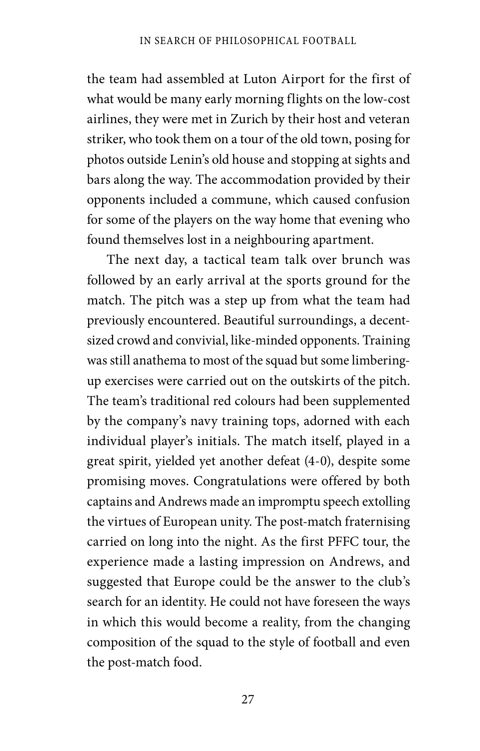the team had assembled at Luton Airport for the first of what would be many early morning flights on the low-cost airlines, they were met in Zurich by their host and veteran striker, who took them on a tour of the old town, posing for photos outside Lenin's old house and stopping at sights and bars along the way. The accommodation provided by their opponents included a commune, which caused confusion for some of the players on the way home that evening who found themselves lost in a neighbouring apartment.

The next day, a tactical team talk over brunch was followed by an early arrival at the sports ground for the match. The pitch was a step up from what the team had previously encountered. Beautiful surroundings, a decent-sized crowd and convivial, like-minded opponents. Training was still anathema to most of the squad but some limbering-up exercises were carried out on the outskirts of the pitch. The team's traditional red colours had been supplemented by the company's navy training tops, adorned with each individual player's initials. The match itself, played in a great spirit, yielded yet another defeat (4-0), despite some promising moves. Congratulations were offered by both captains and Andrews made an impromptu speech extolling the virtues of European unity. The post-match fraternising carried on long into the night. As the first PFFC tour, the experience made a lasting impression on Andrews, and suggested that Europe could be the answer to the club's search for an identity. He could not have foreseen the ways in which this would become a reality, from the changing composition of the squad to the style of football and even the post-match food.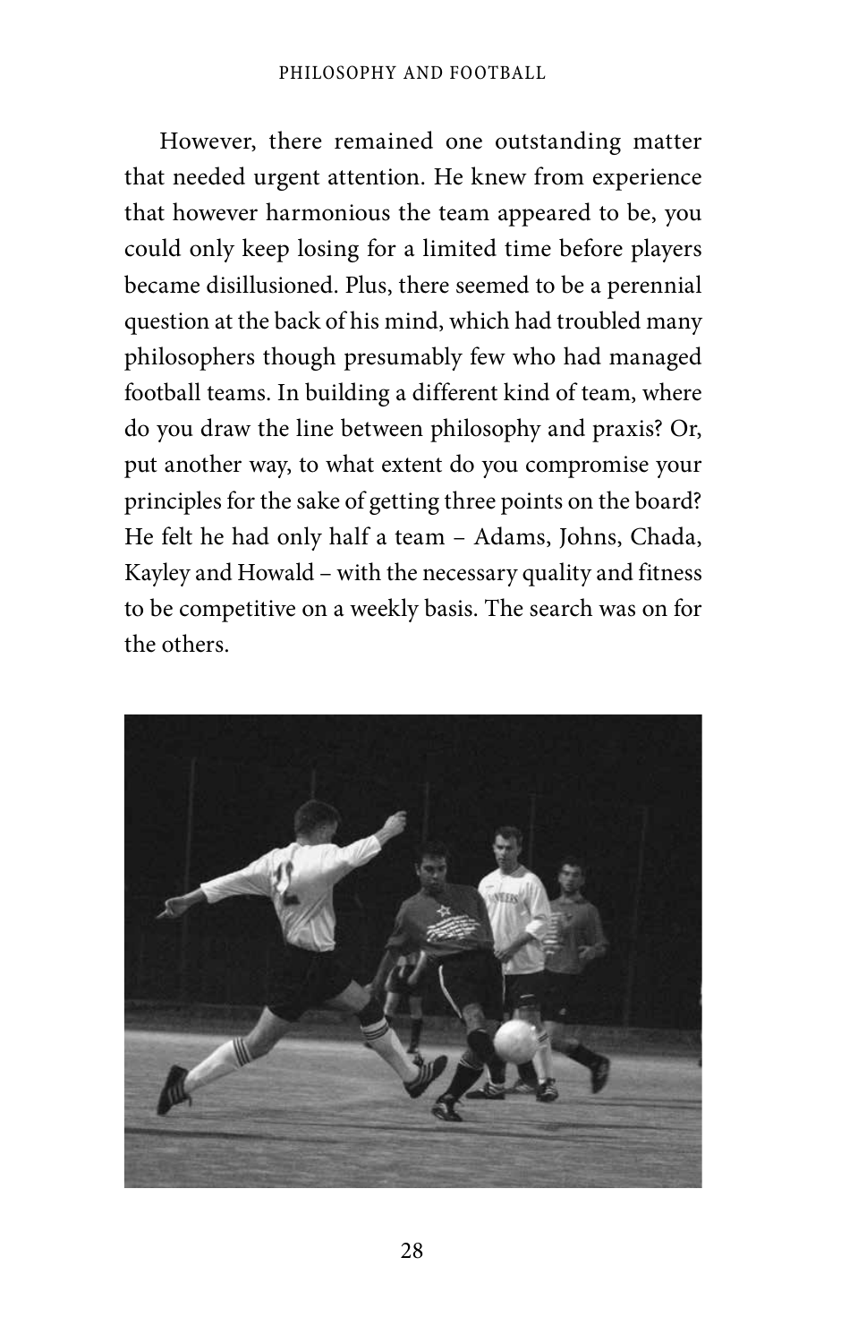However, there remained one outstanding matter that needed urgent attention. He knew from experience that however harmonious the team appeared to be, you could only keep losing for a limited time before players became disillusioned. Plus, there seemed to be a perennial question at the back of his mind, which had troubled many philosophers though presumably few who had managed football teams. In building a different kind of team, where do you draw the line between philosophy and praxis? Or, put another way, to what extent do you compromise your principles for the sake of getting three points on the board? He felt he had only half a team – Adams, Johns, Chada, Kayley and Howald – with the necessary quality and fitness to be competitive on a weekly basis. The search was on for the others.